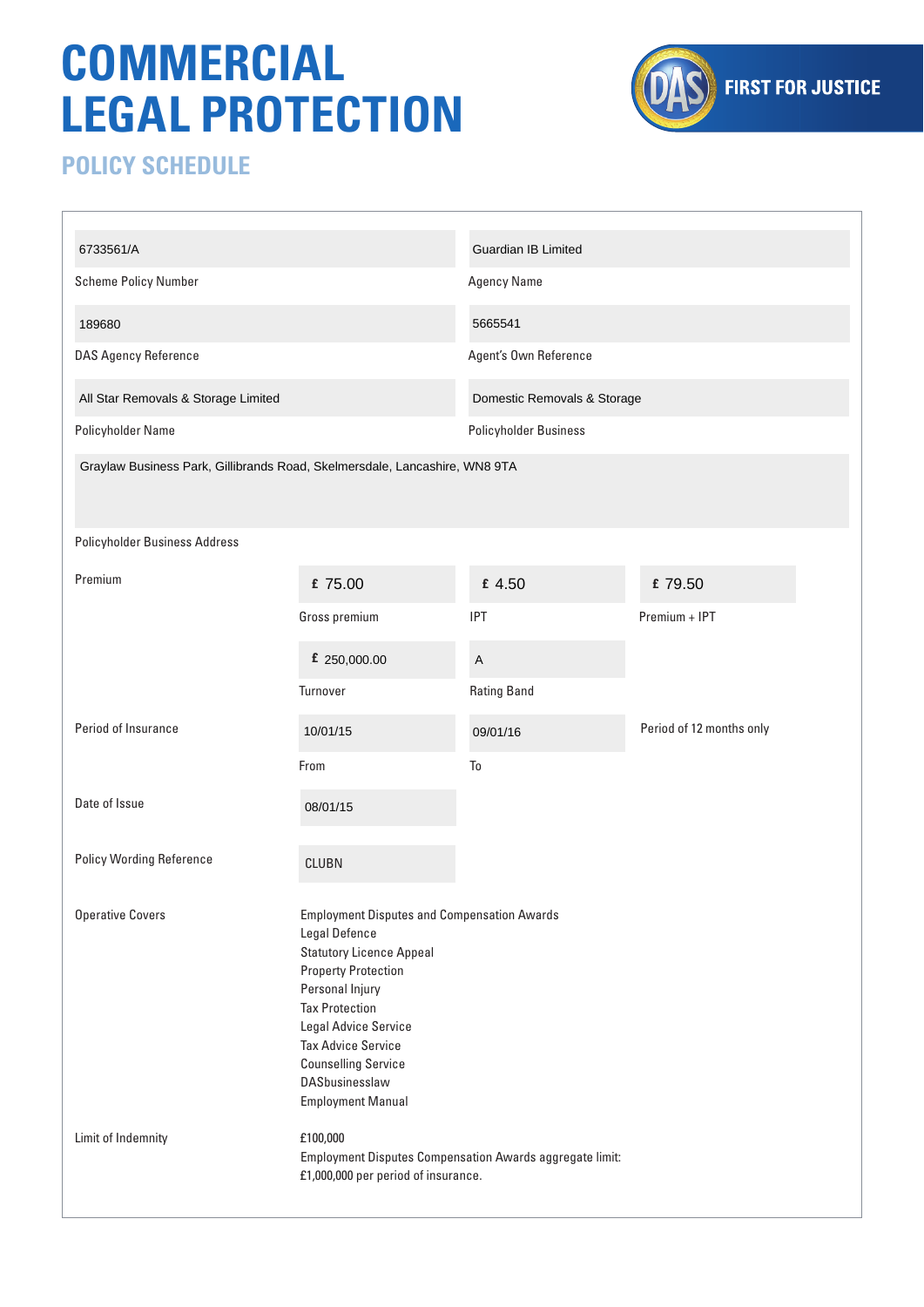# COMMERCIAL LEGAL PROTECTION

FIRST FOR JUSTICE

## POLICY SCHEDULE

| | |
|---|---|
| 6733561/A | Guardian IB Limited |
| Scheme Policy Number | Agency Name |
| 189680 | 5665541 |
| DAS Agency Reference | Agent's Own Reference |
| All Star Removals & Storage Limited | Domestic Removals & Storage |
| Policyholder Name | Policyholder Business |

Graylaw Business Park, Gillibrands Road, Skelmersdale, Lancashire, WN8 9TA

Policyholder Business Address

| | | | |
|---|---|---|---|
| Premium | £ 75.00 | £ 4.50 | £ 79.50 |
| | Gross premium | IPT | Premium + IPT |
| | £ 250,000.00 | A | |
| | Turnover | Rating Band | |
| Period of Insurance | 10/01/15 | 09/01/16 | Period of 12 months only |
| | From | To | |
| Date of Issue | 08/01/15 | | |
| Policy Wording Reference | CLUBN | | |

**Operative Covers**

- Employment Disputes and Compensation Awards
- Legal Defence
- Statutory Licence Appeal
- Property Protection
- Personal Injury
- Tax Protection
- Legal Advice Service
- Tax Advice Service
- Counselling Service
- DASbusinesslaw
- Employment Manual

**Limit of Indemnity**

£100,000
Employment Disputes Compensation Awards aggregate limit:
£1,000,000 per period of insurance.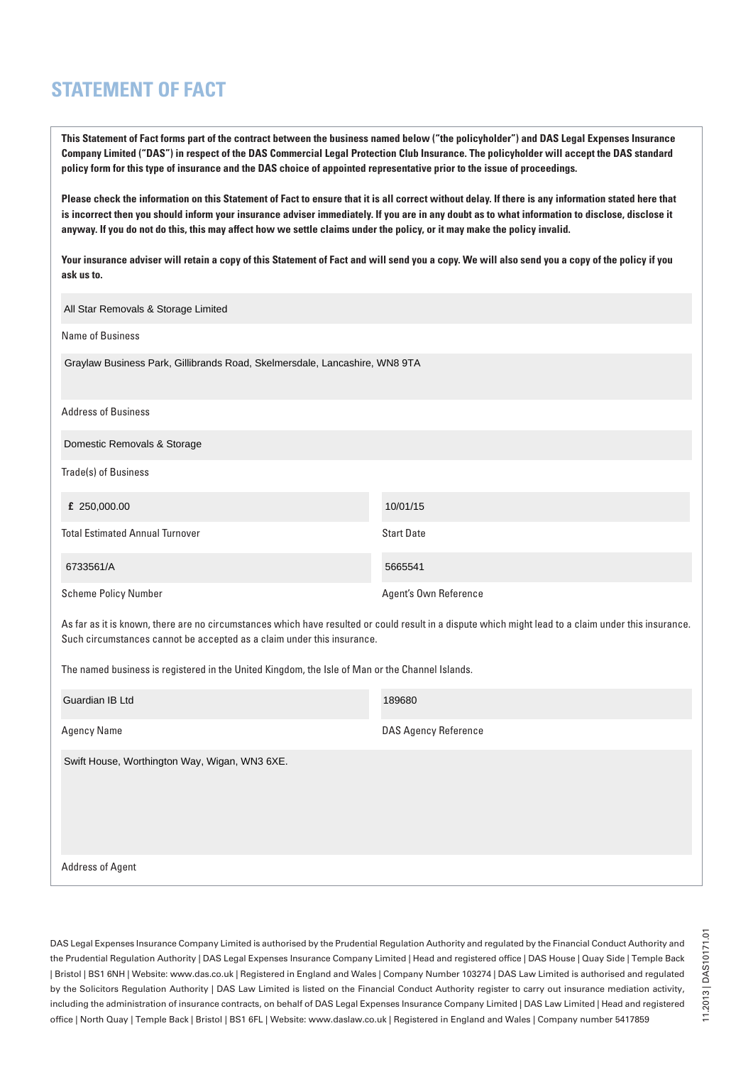# STATEMENT OF FACT

**This Statement of Fact forms part of the contract between the business named below ("the policyholder") and DAS Legal Expenses Insurance Company Limited ("DAS") in respect of the DAS Commercial Legal Protection Club Insurance. The policyholder will accept the DAS standard policy form for this type of insurance and the DAS choice of appointed representative prior to the issue of proceedings.**

**Please check the information on this Statement of Fact to ensure that it is all correct without delay. If there is any information stated here that is incorrect then you should inform your insurance adviser immediately. If you are in any doubt as to what information to disclose, disclose it anyway. If you do not do this, this may affect how we settle claims under the policy, or it may make the policy invalid.**

**Your insurance adviser will retain a copy of this Statement of Fact and will send you a copy. We will also send you a copy of the policy if you ask us to.**

All Star Removals & Storage Limited

Name of Business

Graylaw Business Park, Gillibrands Road, Skelmersdale, Lancashire, WN8 9TA

Address of Business

Domestic Removals & Storage

Trade(s) of Business

| | |
|---|---|
| £ 250,000.00 | 10/01/15 |
| Total Estimated Annual Turnover | Start Date |
| 6733561/A | 5665541 |
| Scheme Policy Number | Agent's Own Reference |

As far as it is known, there are no circumstances which have resulted or could result in a dispute which might lead to a claim under this insurance. Such circumstances cannot be accepted as a claim under this insurance.

The named business is registered in the United Kingdom, the Isle of Man or the Channel Islands.

| | |
|---|---|
| Guardian IB Ltd | 189680 |
| Agency Name | DAS Agency Reference |

Swift House, Worthington Way, Wigan, WN3 6XE.

Address of Agent

DAS Legal Expenses Insurance Company Limited is authorised by the Prudential Regulation Authority and regulated by the Financial Conduct Authority and the Prudential Regulation Authority | DAS Legal Expenses Insurance Company Limited | Head and registered office | DAS House | Quay Side | Temple Back | Bristol | BS1 6NH | Website: www.das.co.uk | Registered in England and Wales | Company Number 103274 | DAS Law Limited is authorised and regulated by the Solicitors Regulation Authority | DAS Law Limited is listed on the Financial Conduct Authority register to carry out insurance mediation activity, including the administration of insurance contracts, on behalf of DAS Legal Expenses Insurance Company Limited | DAS Law Limited | Head and registered office | North Quay | Temple Back | Bristol | BS1 6FL | Website: www.daslaw.co.uk | Registered in England and Wales | Company number 5417859

11.2013 | DAS10171.01